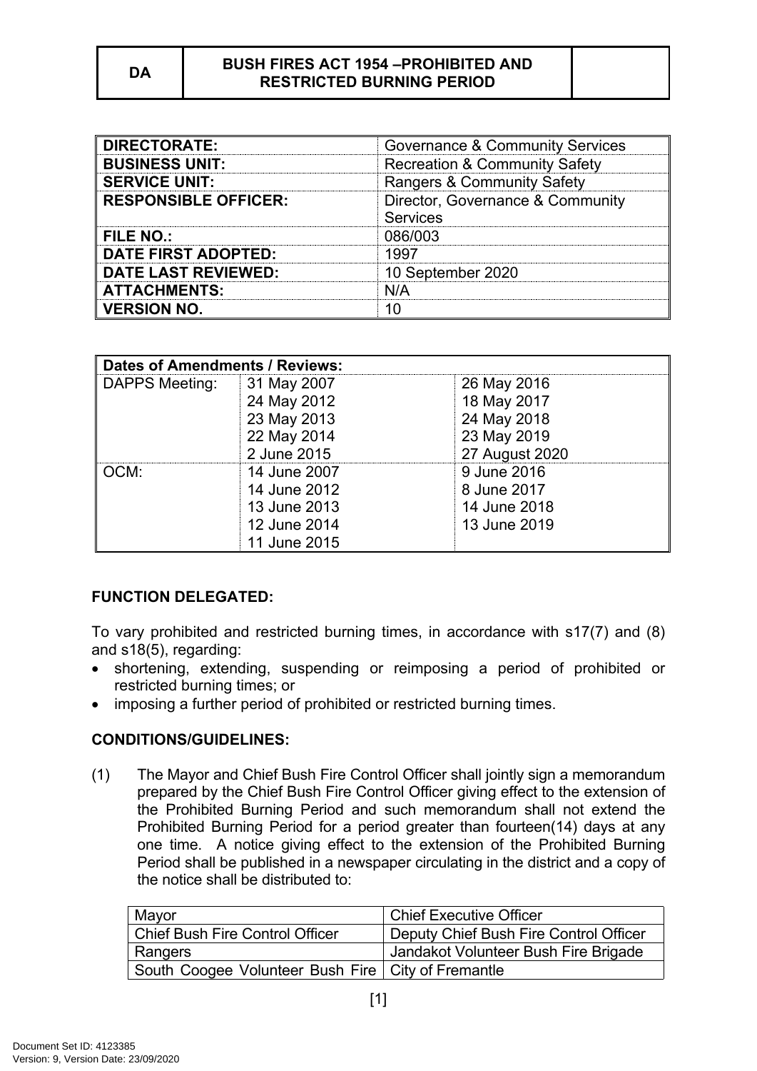| DA | BUSH FIRES ACT 1954 –PROHIBITED AND RESTRICTED BURNING PERIOD | |
|---|---|---|

| | |
|---|---|
| **DIRECTORATE:** | Governance & Community Services |
| **BUSINESS UNIT:** | Recreation & Community Safety |
| **SERVICE UNIT:** | Rangers & Community Safety |
| **RESPONSIBLE OFFICER:** | Director, Governance & Community Services |
| **FILE NO.:** | 086/003 |
| **DATE FIRST ADOPTED:** | 1997 |
| **DATE LAST REVIEWED:** | 10 September 2020 |
| **ATTACHMENTS:** | N/A |
| **VERSION NO.** | 10 |

| **Dates of Amendments / Reviews:** | | |
|---|---|---|
| DAPPS Meeting: | 31 May 2007<br>24 May 2012<br>23 May 2013<br>22 May 2014<br>2 June 2015 | 26 May 2016<br>18 May 2017<br>24 May 2018<br>23 May 2019<br>27 August 2020 |
| OCM: | 14 June 2007<br>14 June 2012<br>13 June 2013<br>12 June 2014<br>11 June 2015 | 9 June 2016<br>8 June 2017<br>14 June 2018<br>13 June 2019 |

**FUNCTION DELEGATED:**

To vary prohibited and restricted burning times, in accordance with s17(7) and (8) and s18(5), regarding:

- shortening, extending, suspending or reimposing a period of prohibited or restricted burning times; or
- imposing a further period of prohibited or restricted burning times.

**CONDITIONS/GUIDELINES:**

(1) The Mayor and Chief Bush Fire Control Officer shall jointly sign a memorandum prepared by the Chief Bush Fire Control Officer giving effect to the extension of the Prohibited Burning Period and such memorandum shall not extend the Prohibited Burning Period for a period greater than fourteen(14) days at any one time. A notice giving effect to the extension of the Prohibited Burning Period shall be published in a newspaper circulating in the district and a copy of the notice shall be distributed to:

| | |
|---|---|
| Mayor | Chief Executive Officer |
| Chief Bush Fire Control Officer | Deputy Chief Bush Fire Control Officer |
| Rangers | Jandakot Volunteer Bush Fire Brigade |
| South Coogee Volunteer Bush Fire | City of Fremantle |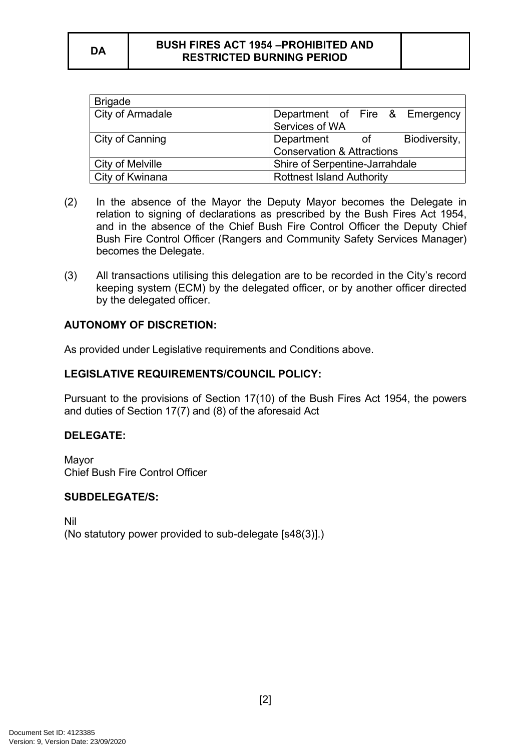| DA | BUSH FIRES ACT 1954 –PROHIBITED AND RESTRICTED BURNING PERIOD | |
|---|---|---|

| | |
|---|---|
| Brigade | |
| City of Armadale | Department of Fire & Emergency Services of WA |
| City of Canning | Department of Biodiversity, Conservation & Attractions |
| City of Melville | Shire of Serpentine-Jarrahdale |
| City of Kwinana | Rottnest Island Authority |

(2) In the absence of the Mayor the Deputy Mayor becomes the Delegate in relation to signing of declarations as prescribed by the Bush Fires Act 1954, and in the absence of the Chief Bush Fire Control Officer the Deputy Chief Bush Fire Control Officer (Rangers and Community Safety Services Manager) becomes the Delegate.

(3) All transactions utilising this delegation are to be recorded in the City's record keeping system (ECM) by the delegated officer, or by another officer directed by the delegated officer.

**AUTONOMY OF DISCRETION:**

As provided under Legislative requirements and Conditions above.

**LEGISLATIVE REQUIREMENTS/COUNCIL POLICY:**

Pursuant to the provisions of Section 17(10) of the Bush Fires Act 1954, the powers and duties of Section 17(7) and (8) of the aforesaid Act

**DELEGATE:**

Mayor
Chief Bush Fire Control Officer

**SUBDELEGATE/S:**

Nil
(No statutory power provided to sub-delegate [s48(3)].)

Document Set ID: 4123385
Version: 9, Version Date: 23/09/2020